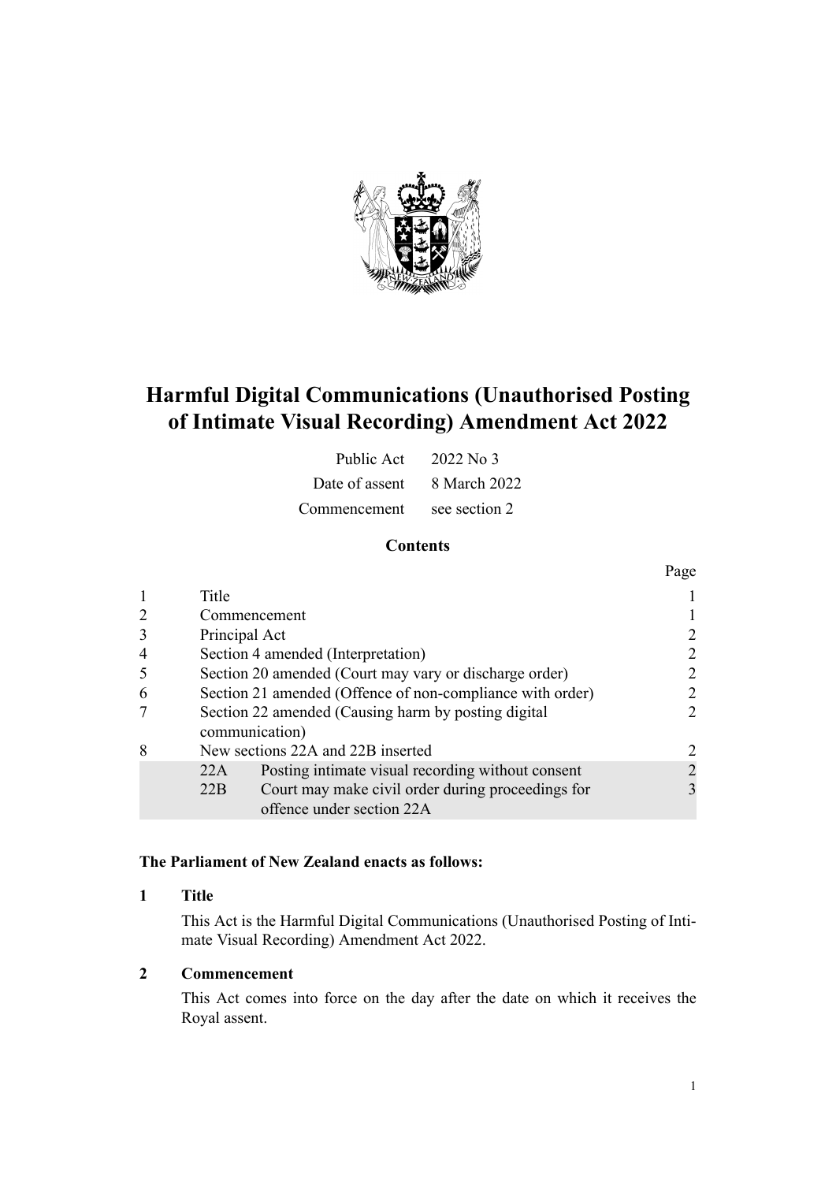# Harmful Digital Communications (Unauthorised Posting of Intimate Visual Recording) Amendment Act 2022

| | |
|---|---|
| Public Act | 2022 No 3 |
| Date of assent | 8 March 2022 |
| Commencement | see section 2 |

## Contents

| | | | Page |
|---|---|---|---|
| 1 | Title | | 1 |
| 2 | Commencement | | 1 |
| 3 | Principal Act | | 2 |
| 4 | Section 4 amended (Interpretation) | | 2 |
| 5 | Section 20 amended (Court may vary or discharge order) | | 2 |
| 6 | Section 21 amended (Offence of non-compliance with order) | | 2 |
| 7 | Section 22 amended (Causing harm by posting digital communication) | | 2 |
| 8 | New sections 22A and 22B inserted | | 2 |
| | 22A | Posting intimate visual recording without consent | 2 |
| | 22B | Court may make civil order during proceedings for offence under section 22A | 3 |

**The Parliament of New Zealand enacts as follows:**

### 1 Title

This Act is the Harmful Digital Communications (Unauthorised Posting of Intimate Visual Recording) Amendment Act 2022.

### 2 Commencement

This Act comes into force on the day after the date on which it receives the Royal assent.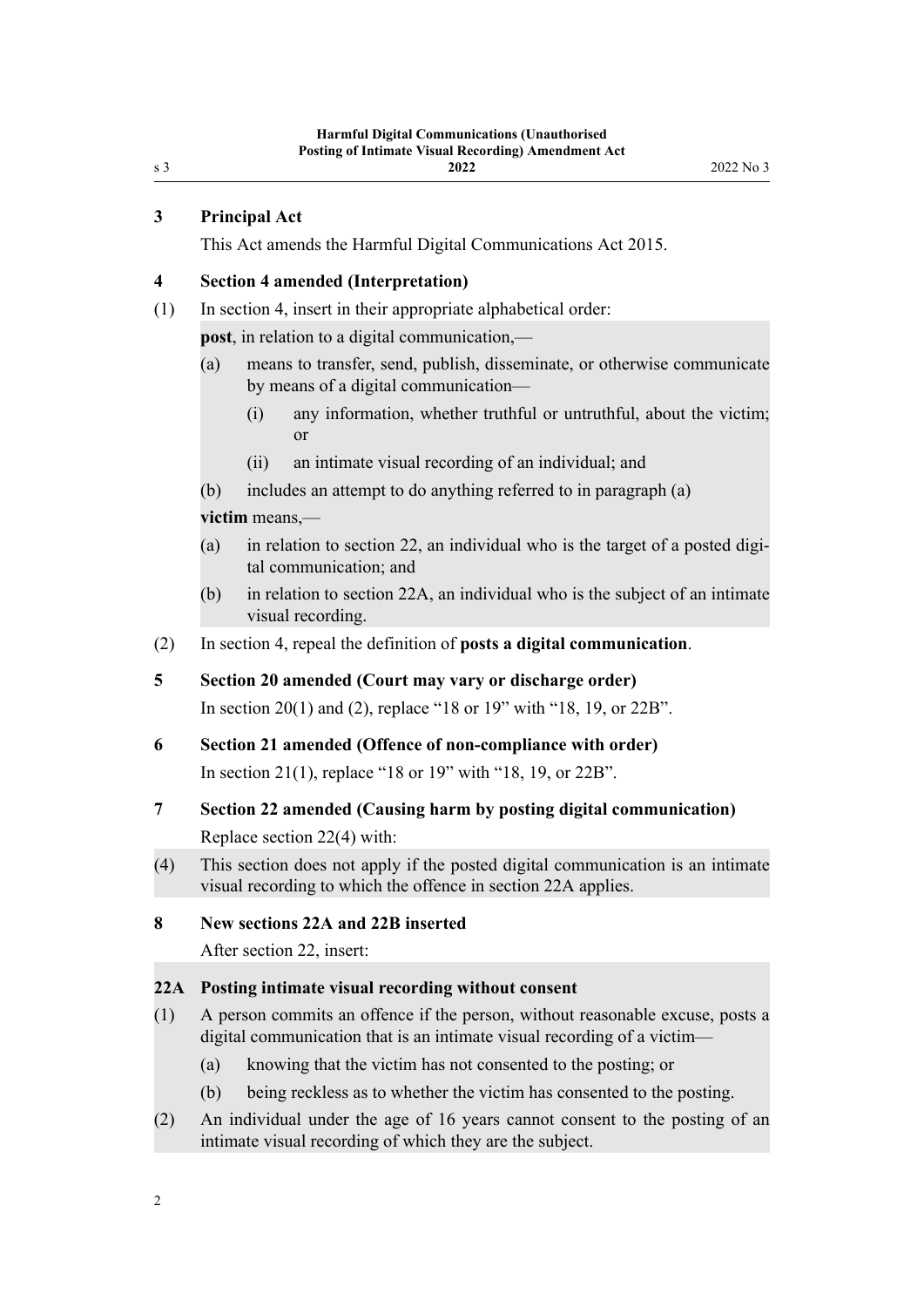### 3 Principal Act

This Act amends the Harmful Digital Communications Act 2015.

### 4 Section 4 amended (Interpretation)

(1) In section 4, insert in their appropriate alphabetical order:

**post**, in relation to a digital communication,—

(a) means to transfer, send, publish, disseminate, or otherwise communicate by means of a digital communication—

(i) any information, whether truthful or untruthful, about the victim; or

(ii) an intimate visual recording of an individual; and

(b) includes an attempt to do anything referred to in paragraph (a)

**victim** means,—

(a) in relation to section 22, an individual who is the target of a posted digital communication; and

(b) in relation to section 22A, an individual who is the subject of an intimate visual recording.

(2) In section 4, repeal the definition of **posts a digital communication**.

### 5 Section 20 amended (Court may vary or discharge order)

In section 20(1) and (2), replace "18 or 19" with "18, 19, or 22B".

### 6 Section 21 amended (Offence of non-compliance with order)

In section 21(1), replace "18 or 19" with "18, 19, or 22B".

### 7 Section 22 amended (Causing harm by posting digital communication)

Replace section 22(4) with:

(4) This section does not apply if the posted digital communication is an intimate visual recording to which the offence in section 22A applies.

### 8 New sections 22A and 22B inserted

After section 22, insert:

### 22A Posting intimate visual recording without consent

(1) A person commits an offence if the person, without reasonable excuse, posts a digital communication that is an intimate visual recording of a victim—

(a) knowing that the victim has not consented to the posting; or

(b) being reckless as to whether the victim has consented to the posting.

(2) An individual under the age of 16 years cannot consent to the posting of an intimate visual recording of which they are the subject.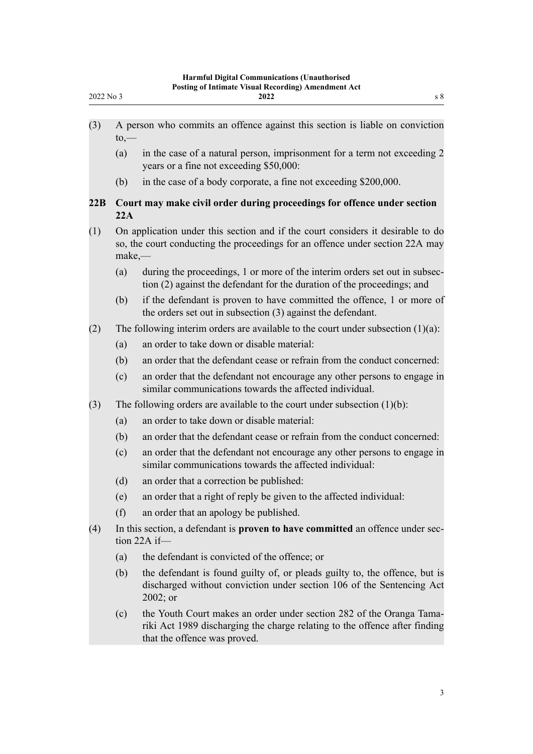(3) A person who commits an offence against this section is liable on conviction to,—

(a) in the case of a natural person, imprisonment for a term not exceeding 2 years or a fine not exceeding $50,000:

(b) in the case of a body corporate, a fine not exceeding $200,000.

### 22B Court may make civil order during proceedings for offence under section 22A

(1) On application under this section and if the court considers it desirable to do so, the court conducting the proceedings for an offence under section 22A may make,—

(a) during the proceedings, 1 or more of the interim orders set out in subsection (2) against the defendant for the duration of the proceedings; and

(b) if the defendant is proven to have committed the offence, 1 or more of the orders set out in subsection (3) against the defendant.

(2) The following interim orders are available to the court under subsection (1)(a):

(a) an order to take down or disable material:

(b) an order that the defendant cease or refrain from the conduct concerned:

(c) an order that the defendant not encourage any other persons to engage in similar communications towards the affected individual.

(3) The following orders are available to the court under subsection (1)(b):

(a) an order to take down or disable material:

(b) an order that the defendant cease or refrain from the conduct concerned:

(c) an order that the defendant not encourage any other persons to engage in similar communications towards the affected individual:

(d) an order that a correction be published:

(e) an order that a right of reply be given to the affected individual:

(f) an order that an apology be published.

(4) In this section, a defendant is **proven to have committed** an offence under section 22A if—

(a) the defendant is convicted of the offence; or

(b) the defendant is found guilty of, or pleads guilty to, the offence, but is discharged without conviction under section 106 of the Sentencing Act 2002; or

(c) the Youth Court makes an order under section 282 of the Oranga Tamariki Act 1989 discharging the charge relating to the offence after finding that the offence was proved.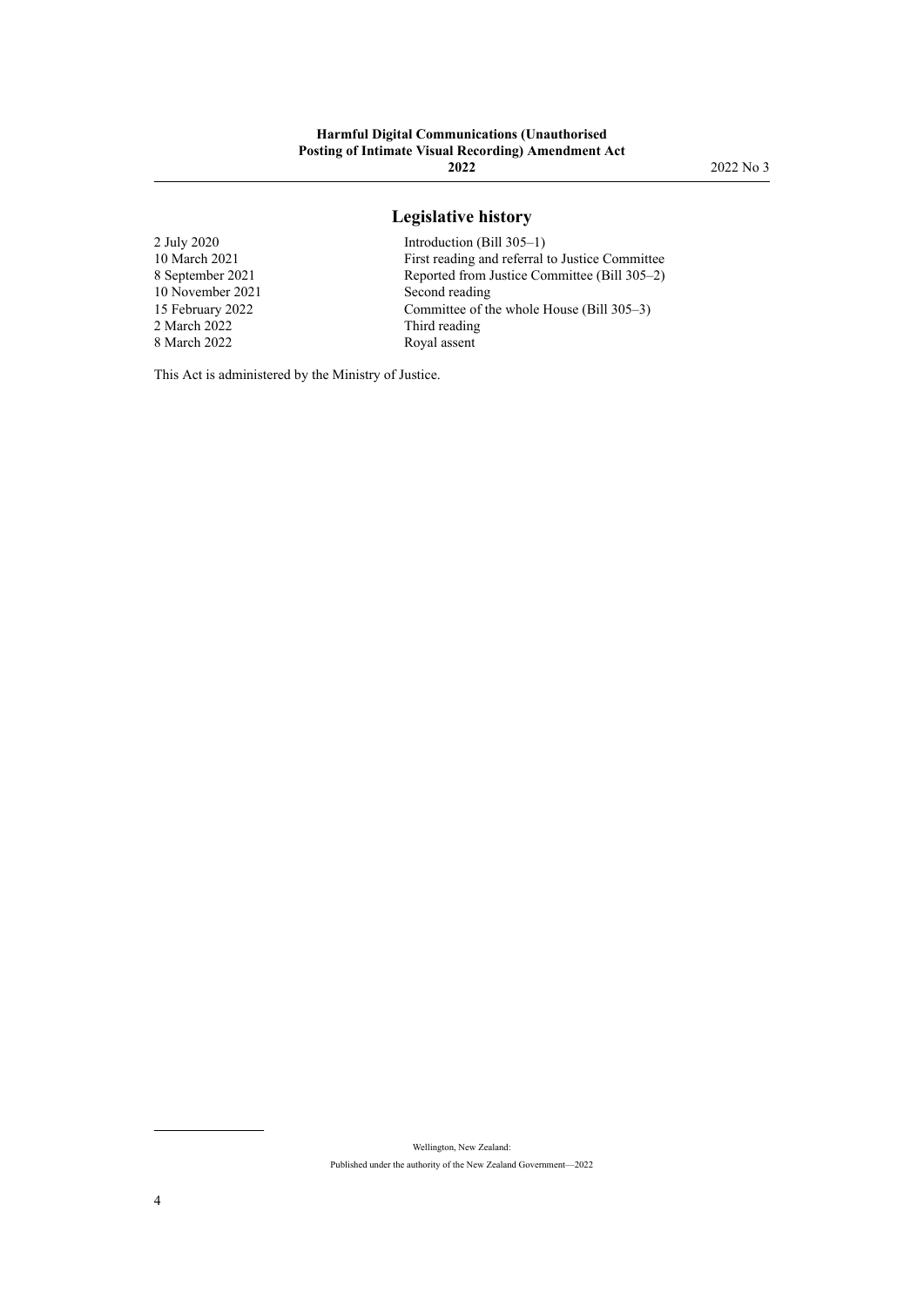## Legislative history

| | |
|---|---|
| 2 July 2020 | Introduction (Bill 305–1) |
| 10 March 2021 | First reading and referral to Justice Committee |
| 8 September 2021 | Reported from Justice Committee (Bill 305–2) |
| 10 November 2021 | Second reading |
| 15 February 2022 | Committee of the whole House (Bill 305–3) |
| 2 March 2022 | Third reading |
| 8 March 2022 | Royal assent |

This Act is administered by the Ministry of Justice.

Wellington, New Zealand:

Published under the authority of the New Zealand Government—2022